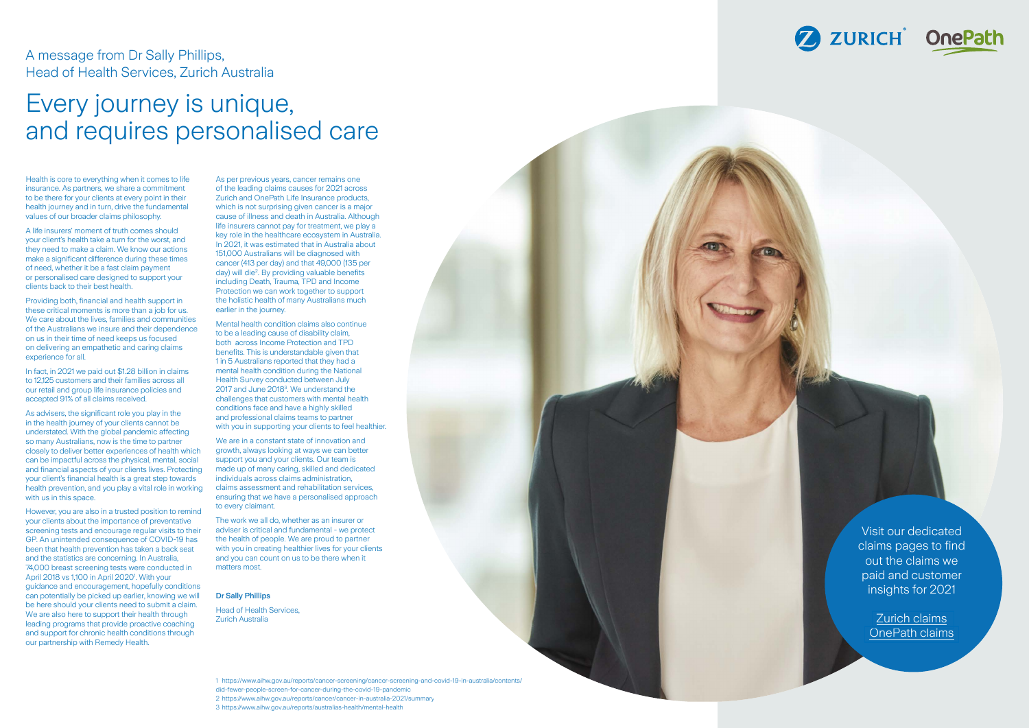A message from Dr Sally Phillips,
Head of Health Services, Zurich Australia

# Every journey is unique, and requires personalised care

Health is core to everything when it comes to life insurance. As partners, we share a commitment to be there for your clients at every point in their health journey and in turn, drive the fundamental values of our broader claims philosophy.

A life insurers' moment of truth comes should your client's health take a turn for the worst, and they need to make a claim. We know our actions make a significant difference during these times of need, whether it be a fast claim payment or personalised care designed to support your clients back to their best health.

Providing both, financial and health support in these critical moments is more than a job for us. We care about the lives, families and communities of the Australians we insure and their dependence on us in their time of need keeps us focused on delivering an empathetic and caring claims experience for all.

In fact, in 2021 we paid out $1.28 billion in claims to 12,125 customers and their families across all our retail and group life insurance policies and accepted 91% of all claims received.

As advisers, the significant role you play in the in the health journey of your clients cannot be understated. With the global pandemic affecting so many Australians, now is the time to partner closely to deliver better experiences of health which can be impactful across the physical, mental, social and financial aspects of your clients lives. Protecting your client's financial health is a great step towards health prevention, and you play a vital role in working with us in this space.

However, you are also in a trusted position to remind your clients about the importance of preventative screening tests and encourage regular visits to their GP. An unintended consequence of COVID-19 has been that health prevention has taken a back seat and the statistics are concerning. In Australia, 74,000 breast screening tests were conducted in April 2018 vs 1,100 in April 2020[1]. With your guidance and encouragement, hopefully conditions can potentially be picked up earlier, knowing we will be here should your clients need to submit a claim. We are also here to support their health through leading programs that provide proactive coaching and support for chronic health conditions through our partnership with Remedy Health.

As per previous years, cancer remains one of the leading claims causes for 2021 across Zurich and OnePath Life Insurance products, which is not surprising given cancer is a major cause of illness and death in Australia. Although life insurers cannot pay for treatment, we play a key role in the healthcare ecosystem in Australia. In 2021, it was estimated that in Australia about 151,000 Australians will be diagnosed with cancer (413 per day) and that 49,000 (135 per day) will die[2]. By providing valuable benefits including Death, Trauma, TPD and Income Protection we can work together to support the holistic health of many Australians much earlier in the journey.

Mental health condition claims also continue to be a leading cause of disability claim, both across Income Protection and TPD benefits. This is understandable given that 1 in 5 Australians reported that they had a mental health condition during the National Health Survey conducted between July 2017 and June 2018[3]. We understand the challenges that customers with mental health conditions face and have a highly skilled and professional claims teams to partner with you in supporting your clients to feel healthier.

We are in a constant state of innovation and growth, always looking at ways we can better support you and your clients. Our team is made up of many caring, skilled and dedicated individuals across claims administration, claims assessment and rehabilitation services, ensuring that we have a personalised approach to every claimant.

The work we all do, whether as an insurer or adviser is critical and fundamental - we protect the health of people. We are proud to partner with you in creating healthier lives for your clients and you can count on us to be there when it matters most.

**Dr Sally Phillips**

Head of Health Services,
Zurich Australia

Visit our dedicated claims pages to find out the claims we paid and customer insights for 2021

Zurich claims
OnePath claims

1 https://www.aihw.gov.au/reports/cancer-screening/cancer-screening-and-covid-19-in-australia/contents/did-fewer-people-screen-for-cancer-during-the-covid-19-pandemic
2 https://www.aihw.gov.au/reports/cancer/cancer-in-australia-2021/summary
3 https://www.aihw.gov.au/reports/australias-health/mental-health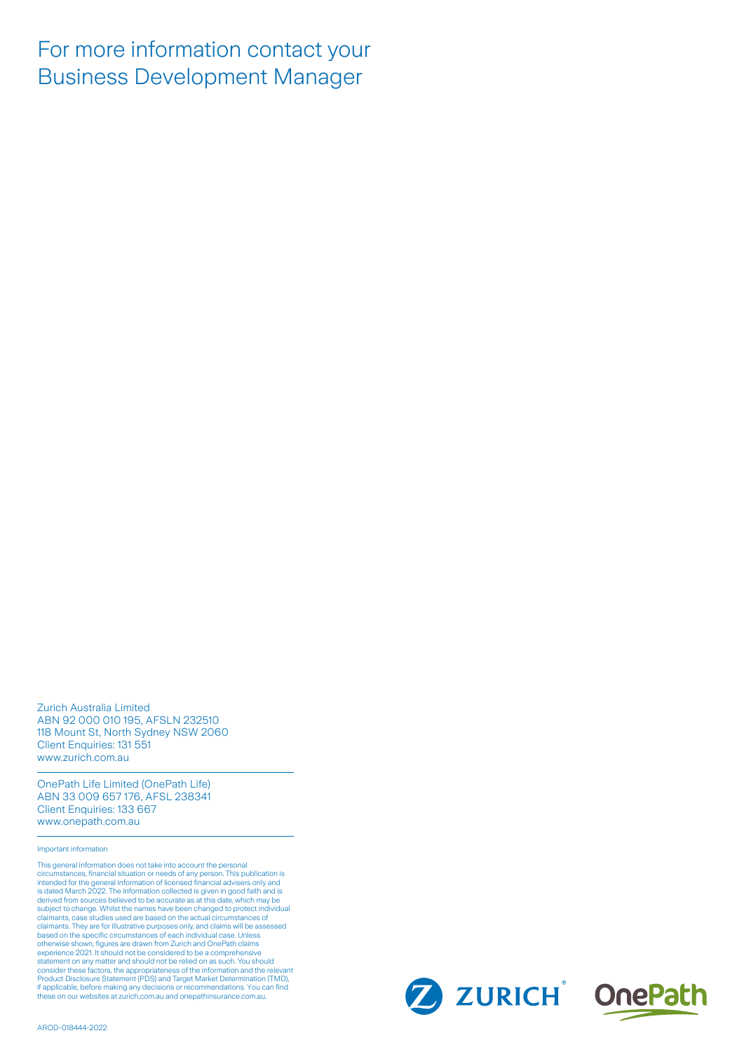# For more information contact your Business Development Manager

Zurich Australia Limited
ABN 92 000 010 195, AFSLN 232510
118 Mount St, North Sydney NSW 2060
Client Enquiries: 131 551
www.zurich.com.au

---

OnePath Life Limited (OnePath Life)
ABN 33 009 657 176, AFSL 238341
Client Enquiries: 133 667
www.onepath.com.au

---

Important information

This general information does not take into account the personal circumstances, financial situation or needs of any person. This publication is intended for the general information of licensed financial advisers only and is dated March 2022. The information collected is given in good faith and is derived from sources believed to be accurate as at this date, which may be subject to change. Whilst the names have been changed to protect individual claimants, case studies used are based on the actual circumstances of claimants. They are for illustrative purposes only, and claims will be assessed based on the specific circumstances of each individual case. Unless otherwise shown, figures are drawn from Zurich and OnePath claims experience 2021. It should not be considered to be a comprehensive statement on any matter and should not be relied on as such. You should consider these factors, the appropriateness of the information and the relevant Product Disclosure Statement (PDS) and Target Market Determination (TMD), if applicable, before making any decisions or recommendations. You can find these on our websites at zurich.com.au and onepathinsurance.com.au.

ZURICH® OnePath

AROD-018444-2022